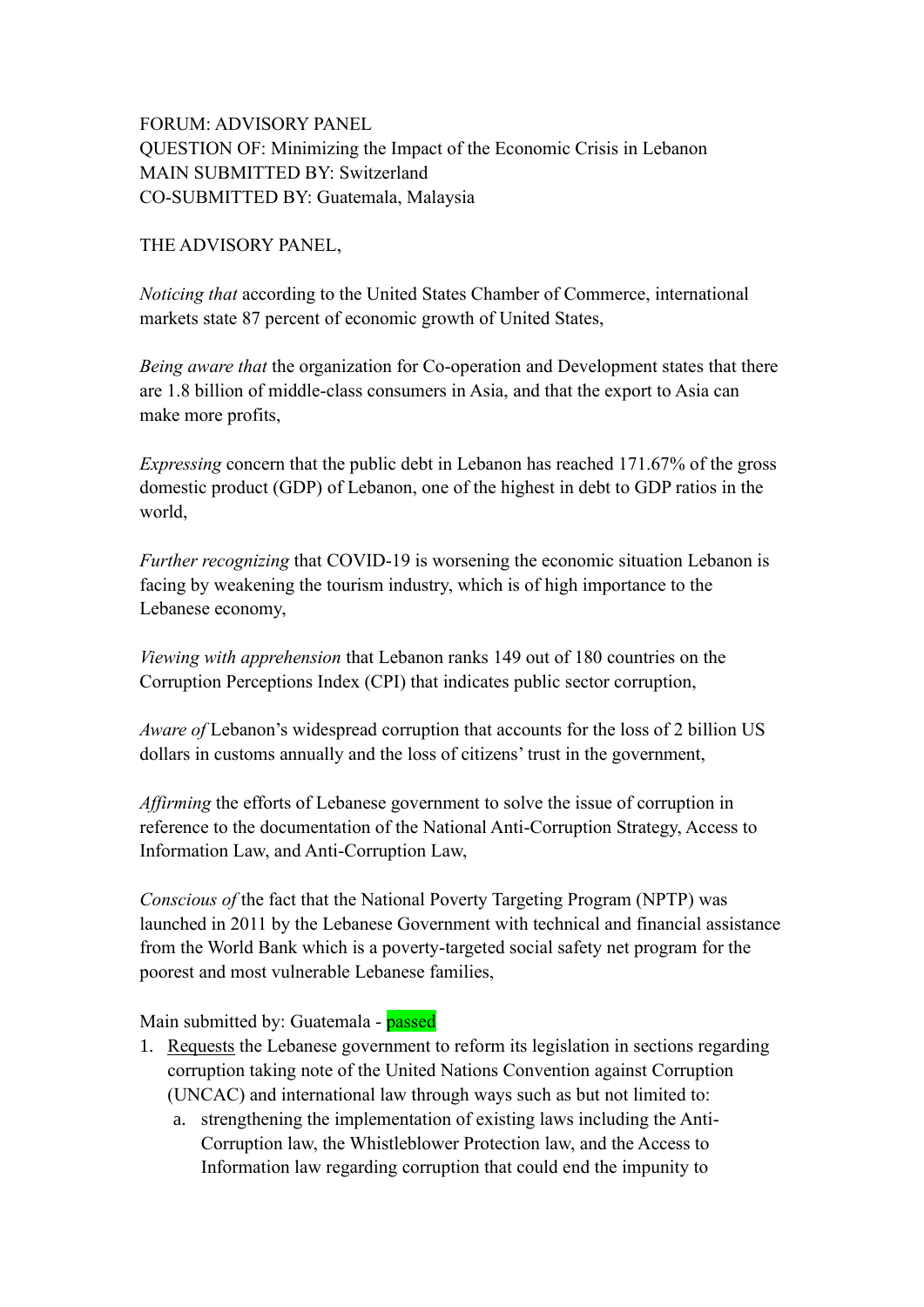FORUM: ADVISORY PANEL
QUESTION OF: Minimizing the Impact of the Economic Crisis in Lebanon
MAIN SUBMITTED BY: Switzerland
CO-SUBMITTED BY: Guatemala, Malaysia

THE ADVISORY PANEL,

*Noticing that* according to the United States Chamber of Commerce, international markets state 87 percent of economic growth of United States,

*Being aware that* the organization for Co-operation and Development states that there are 1.8 billion of middle-class consumers in Asia, and that the export to Asia can make more profits,

*Expressing* concern that the public debt in Lebanon has reached 171.67% of the gross domestic product (GDP) of Lebanon, one of the highest in debt to GDP ratios in the world,

*Further recognizing* that COVID-19 is worsening the economic situation Lebanon is facing by weakening the tourism industry, which is of high importance to the Lebanese economy,

*Viewing with apprehension* that Lebanon ranks 149 out of 180 countries on the Corruption Perceptions Index (CPI) that indicates public sector corruption,

*Aware of* Lebanon's widespread corruption that accounts for the loss of 2 billion US dollars in customs annually and the loss of citizens' trust in the government,

*Affirming* the efforts of Lebanese government to solve the issue of corruption in reference to the documentation of the National Anti-Corruption Strategy, Access to Information Law, and Anti-Corruption Law,

*Conscious of* the fact that the National Poverty Targeting Program (NPTP) was launched in 2011 by the Lebanese Government with technical and financial assistance from the World Bank which is a poverty-targeted social safety net program for the poorest and most vulnerable Lebanese families,

Main submitted by: Guatemala - passed

1. Requests the Lebanese government to reform its legislation in sections regarding corruption taking note of the United Nations Convention against Corruption (UNCAC) and international law through ways such as but not limited to:
   a. strengthening the implementation of existing laws including the Anti-Corruption law, the Whistleblower Protection law, and the Access to Information law regarding corruption that could end the impunity to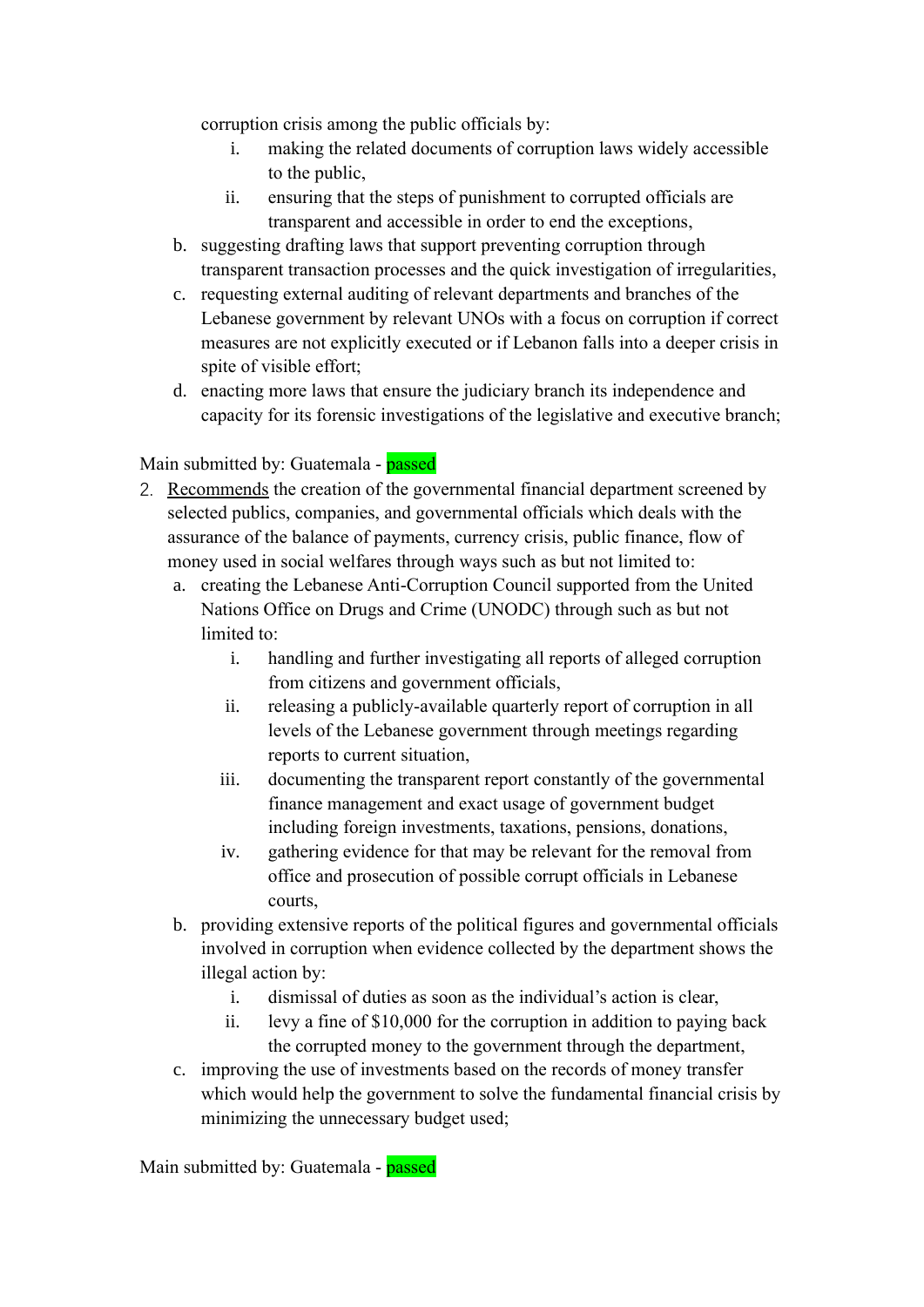corruption crisis among the public officials by:

    i. making the related documents of corruption laws widely accessible to the public,
    ii. ensuring that the steps of punishment to corrupted officials are transparent and accessible in order to end the exceptions,

b. suggesting drafting laws that support preventing corruption through transparent transaction processes and the quick investigation of irregularities,

c. requesting external auditing of relevant departments and branches of the Lebanese government by relevant UNOs with a focus on corruption if correct measures are not explicitly executed or if Lebanon falls into a deeper crisis in spite of visible effort;

d. enacting more laws that ensure the judiciary branch its independence and capacity for its forensic investigations of the legislative and executive branch;

Main submitted by: Guatemala - passed

2. Recommends the creation of the governmental financial department screened by selected publics, companies, and governmental officials which deals with the assurance of the balance of payments, currency crisis, public finance, flow of money used in social welfares through ways such as but not limited to:
    a. creating the Lebanese Anti-Corruption Council supported from the United Nations Office on Drugs and Crime (UNODC) through such as but not limited to:
        i. handling and further investigating all reports of alleged corruption from citizens and government officials,
        ii. releasing a publicly-available quarterly report of corruption in all levels of the Lebanese government through meetings regarding reports to current situation,
        iii. documenting the transparent report constantly of the governmental finance management and exact usage of government budget including foreign investments, taxations, pensions, donations,
        iv. gathering evidence for that may be relevant for the removal from office and prosecution of possible corrupt officials in Lebanese courts,
    b. providing extensive reports of the political figures and governmental officials involved in corruption when evidence collected by the department shows the illegal action by:
        i. dismissal of duties as soon as the individual's action is clear,
        ii. levy a fine of $10,000 for the corruption in addition to paying back the corrupted money to the government through the department,
    c. improving the use of investments based on the records of money transfer which would help the government to solve the fundamental financial crisis by minimizing the unnecessary budget used;

Main submitted by: Guatemala - passed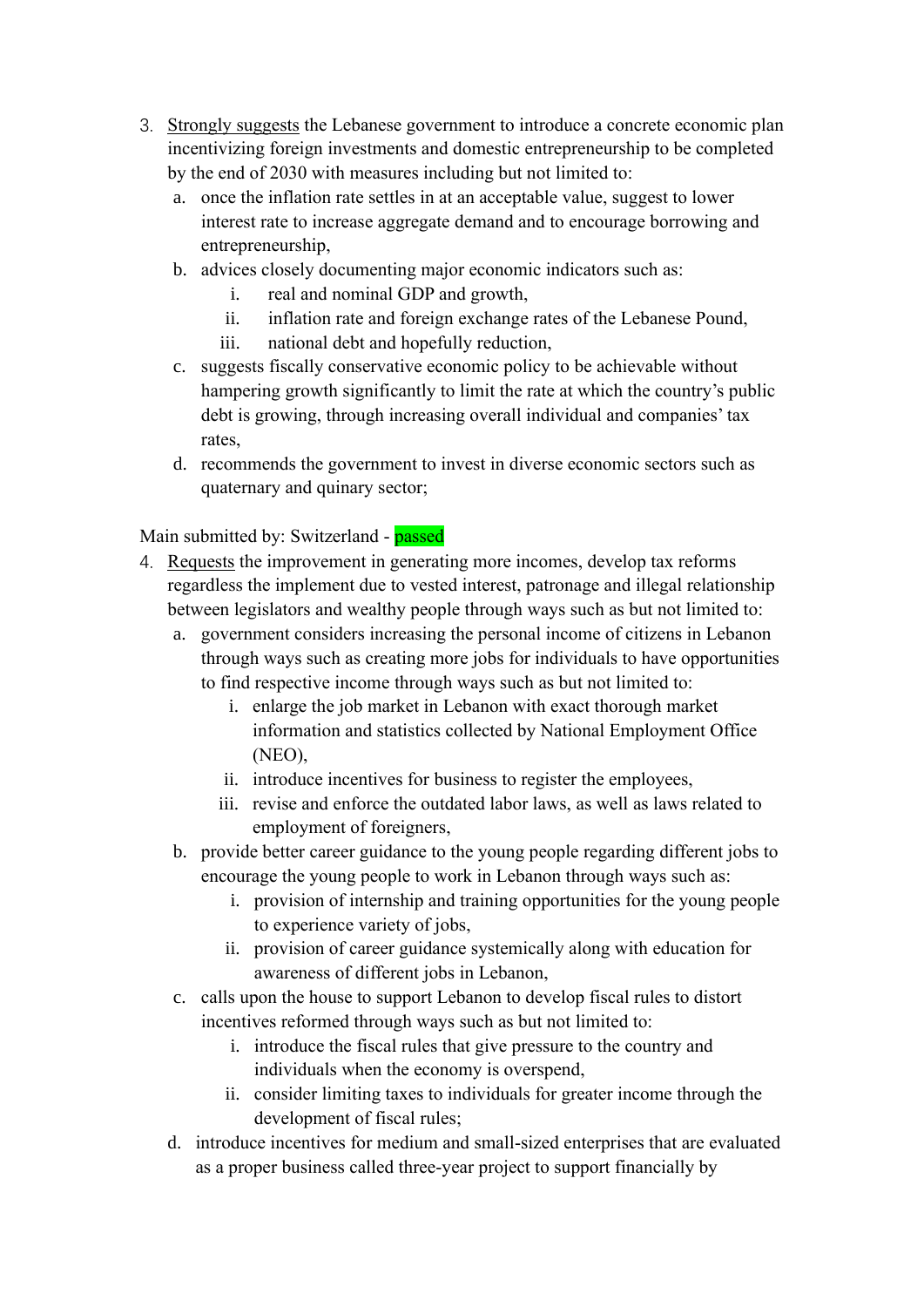3. <u>Strongly suggests</u> the Lebanese government to introduce a concrete economic plan incentivizing foreign investments and domestic entrepreneurship to be completed by the end of 2030 with measures including but not limited to:
   a. once the inflation rate settles in at an acceptable value, suggest to lower interest rate to increase aggregate demand and to encourage borrowing and entrepreneurship,
   b. advices closely documenting major economic indicators such as:
      i. real and nominal GDP and growth,
      ii. inflation rate and foreign exchange rates of the Lebanese Pound,
      iii. national debt and hopefully reduction,
   c. suggests fiscally conservative economic policy to be achievable without hampering growth significantly to limit the rate at which the country's public debt is growing, through increasing overall individual and companies' tax rates,
   d. recommends the government to invest in diverse economic sectors such as quaternary and quinary sector;

Main submitted by: Switzerland - passed

4. <u>Requests</u> the improvement in generating more incomes, develop tax reforms regardless the implement due to vested interest, patronage and illegal relationship between legislators and wealthy people through ways such as but not limited to:
   a. government considers increasing the personal income of citizens in Lebanon through ways such as creating more jobs for individuals to have opportunities to find respective income through ways such as but not limited to:
      i. enlarge the job market in Lebanon with exact thorough market information and statistics collected by National Employment Office (NEO),
      ii. introduce incentives for business to register the employees,
      iii. revise and enforce the outdated labor laws, as well as laws related to employment of foreigners,
   b. provide better career guidance to the young people regarding different jobs to encourage the young people to work in Lebanon through ways such as:
      i. provision of internship and training opportunities for the young people to experience variety of jobs,
      ii. provision of career guidance systemically along with education for awareness of different jobs in Lebanon,
   c. calls upon the house to support Lebanon to develop fiscal rules to distort incentives reformed through ways such as but not limited to:
      i. introduce the fiscal rules that give pressure to the country and individuals when the economy is overspend,
      ii. consider limiting taxes to individuals for greater income through the development of fiscal rules;
   d. introduce incentives for medium and small-sized enterprises that are evaluated as a proper business called three-year project to support financially by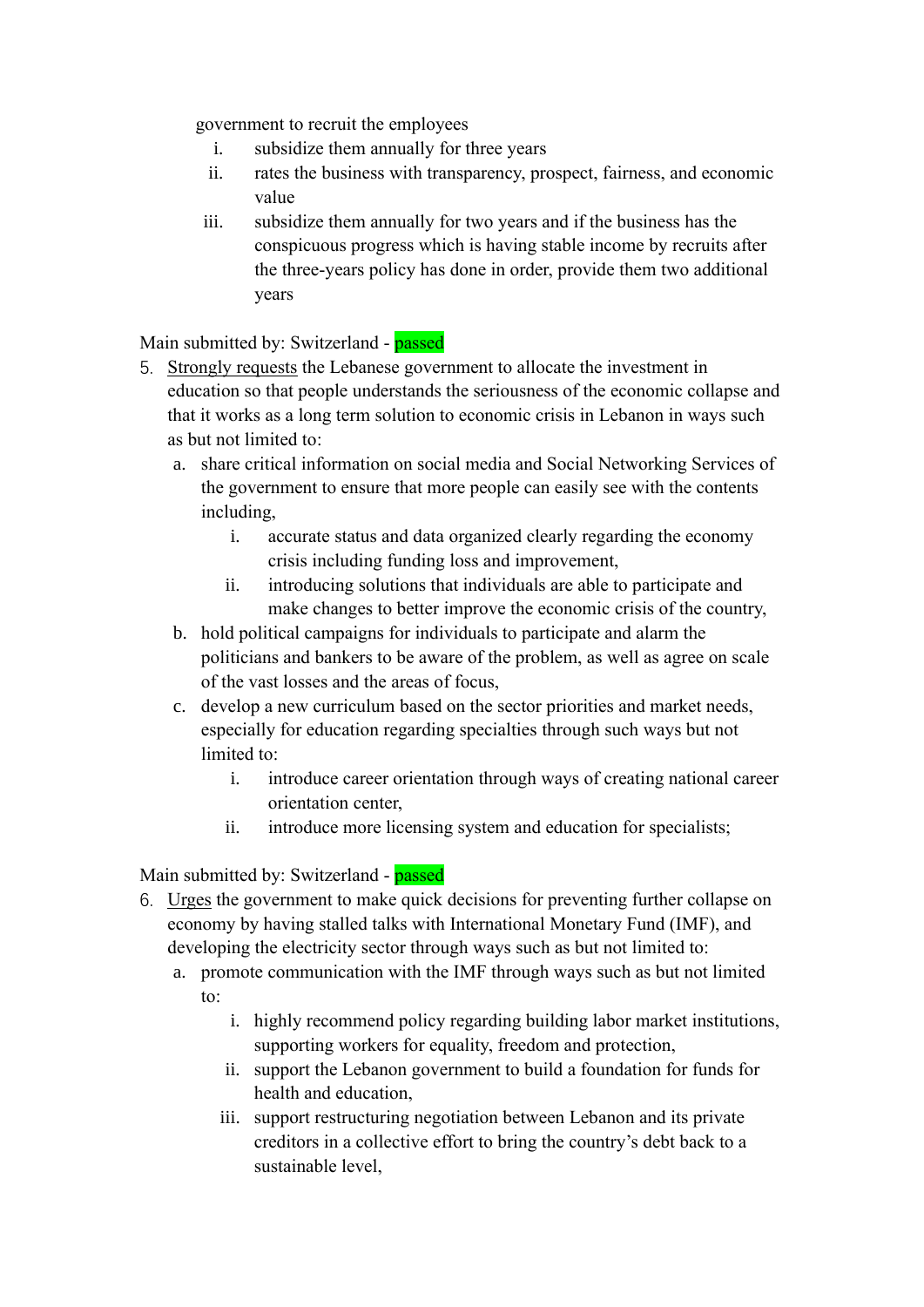government to recruit the employees

   i. subsidize them annually for three years
   ii. rates the business with transparency, prospect, fairness, and economic value
   iii. subsidize them annually for two years and if the business has the conspicuous progress which is having stable income by recruits after the three-years policy has done in order, provide them two additional years

Main submitted by: Switzerland - passed

5. <u>Strongly requests</u> the Lebanese government to allocate the investment in education so that people understands the seriousness of the economic collapse and that it works as a long term solution to economic crisis in Lebanon in ways such as but not limited to:
   a. share critical information on social media and Social Networking Services of the government to ensure that more people can easily see with the contents including,
      i. accurate status and data organized clearly regarding the economy crisis including funding loss and improvement,
      ii. introducing solutions that individuals are able to participate and make changes to better improve the economic crisis of the country,
   b. hold political campaigns for individuals to participate and alarm the politicians and bankers to be aware of the problem, as well as agree on scale of the vast losses and the areas of focus,
   c. develop a new curriculum based on the sector priorities and market needs, especially for education regarding specialties through such ways but not limited to:
      i. introduce career orientation through ways of creating national career orientation center,
      ii. introduce more licensing system and education for specialists;

Main submitted by: Switzerland - passed

6. <u>Urges</u> the government to make quick decisions for preventing further collapse on economy by having stalled talks with International Monetary Fund (IMF), and developing the electricity sector through ways such as but not limited to:
   a. promote communication with the IMF through ways such as but not limited to:
      i. highly recommend policy regarding building labor market institutions, supporting workers for equality, freedom and protection,
      ii. support the Lebanon government to build a foundation for funds for health and education,
      iii. support restructuring negotiation between Lebanon and its private creditors in a collective effort to bring the country's debt back to a sustainable level,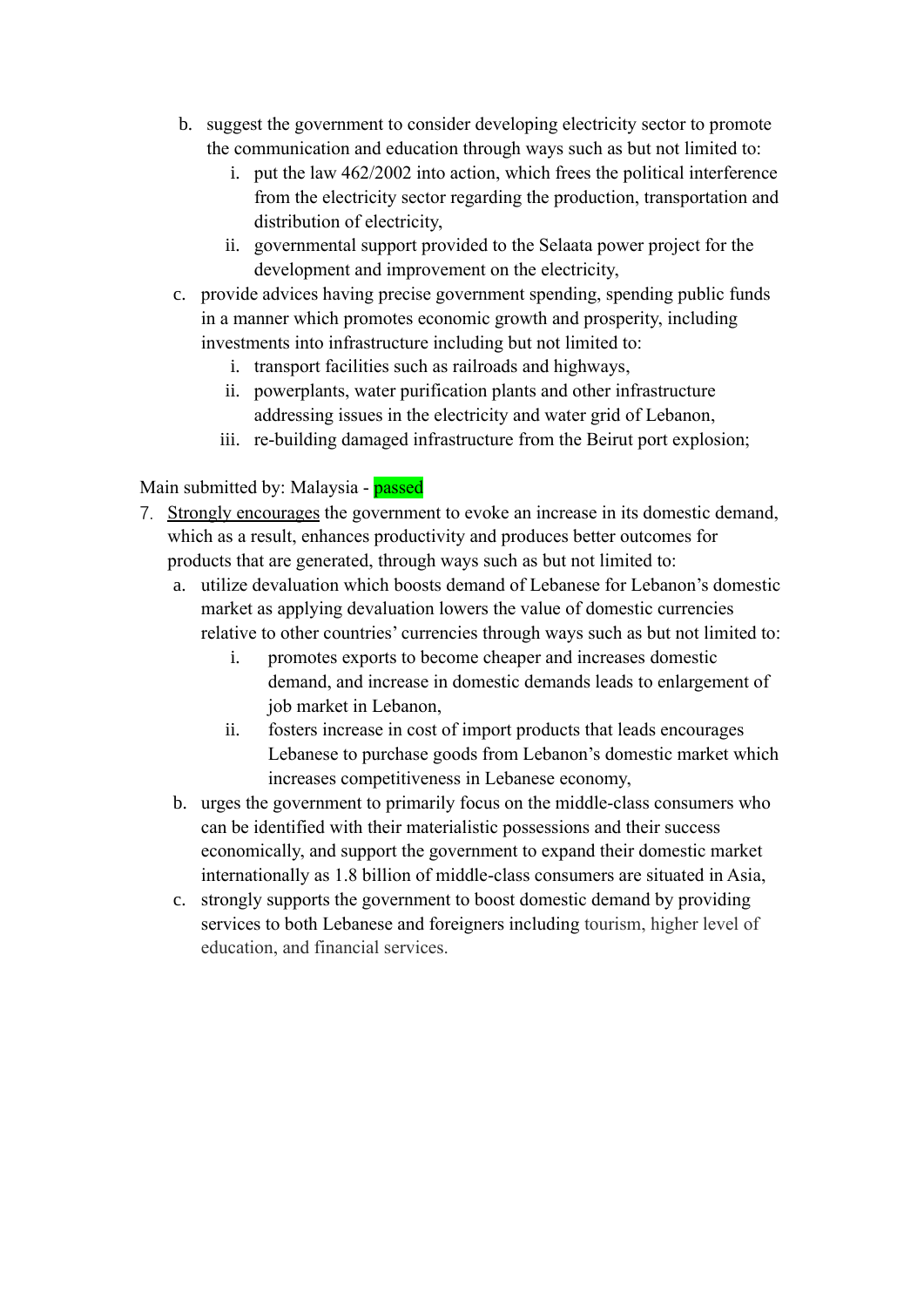b. suggest the government to consider developing electricity sector to promote the communication and education through ways such as but not limited to:
      i. put the law 462/2002 into action, which frees the political interference from the electricity sector regarding the production, transportation and distribution of electricity,
      ii. governmental support provided to the Selaata power project for the development and improvement on the electricity,
   c. provide advices having precise government spending, spending public funds in a manner which promotes economic growth and prosperity, including investments into infrastructure including but not limited to:
      i. transport facilities such as railroads and highways,
      ii. powerplants, water purification plants and other infrastructure addressing issues in the electricity and water grid of Lebanon,
      iii. re-building damaged infrastructure from the Beirut port explosion;

Main submitted by: Malaysia - passed

7. Strongly encourages the government to evoke an increase in its domestic demand, which as a result, enhances productivity and produces better outcomes for products that are generated, through ways such as but not limited to:
   a. utilize devaluation which boosts demand of Lebanese for Lebanon's domestic market as applying devaluation lowers the value of domestic currencies relative to other countries' currencies through ways such as but not limited to:
      i. promotes exports to become cheaper and increases domestic demand, and increase in domestic demands leads to enlargement of job market in Lebanon,
      ii. fosters increase in cost of import products that leads encourages Lebanese to purchase goods from Lebanon's domestic market which increases competitiveness in Lebanese economy,
   b. urges the government to primarily focus on the middle-class consumers who can be identified with their materialistic possessions and their success economically, and support the government to expand their domestic market internationally as 1.8 billion of middle-class consumers are situated in Asia,
   c. strongly supports the government to boost domestic demand by providing services to both Lebanese and foreigners including tourism, higher level of education, and financial services.